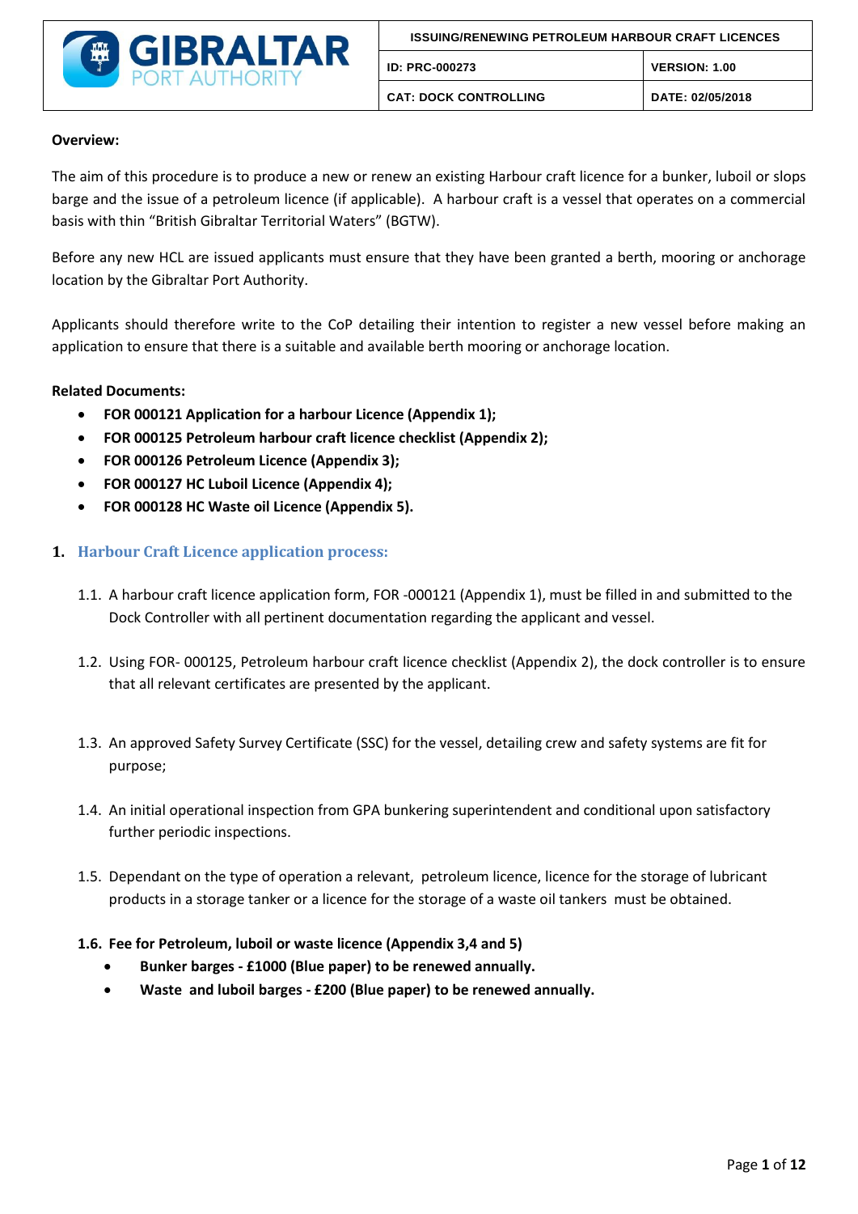| GIBRALTAR PORT AUTHORITY | ISSUING/RENEWING PETROLEUM HARBOUR CRAFT LICENCES | |
|---|---|---|
| | ID: PRC-000273 | VERSION: 1.00 |
| | CAT: DOCK CONTROLLING | DATE: 02/05/2018 |

**Overview:**

The aim of this procedure is to produce a new or renew an existing Harbour craft licence for a bunker, luboil or slops barge and the issue of a petroleum licence (if applicable). A harbour craft is a vessel that operates on a commercial basis with thin "British Gibraltar Territorial Waters" (BGTW).

Before any new HCL are issued applicants must ensure that they have been granted a berth, mooring or anchorage location by the Gibraltar Port Authority.

Applicants should therefore write to the CoP detailing their intention to register a new vessel before making an application to ensure that there is a suitable and available berth mooring or anchorage location.

**Related Documents:**

- **FOR 000121 Application for a harbour Licence (Appendix 1);**
- **FOR 000125 Petroleum harbour craft licence checklist (Appendix 2);**
- **FOR 000126 Petroleum Licence (Appendix 3);**
- **FOR 000127 HC Luboil Licence (Appendix 4);**
- **FOR 000128 HC Waste oil Licence (Appendix 5).**

## 1. Harbour Craft Licence application process:

1.1. A harbour craft licence application form, FOR -000121 (Appendix 1), must be filled in and submitted to the Dock Controller with all pertinent documentation regarding the applicant and vessel.

1.2. Using FOR- 000125, Petroleum harbour craft licence checklist (Appendix 2), the dock controller is to ensure that all relevant certificates are presented by the applicant.

1.3. An approved Safety Survey Certificate (SSC) for the vessel, detailing crew and safety systems are fit for purpose;

1.4. An initial operational inspection from GPA bunkering superintendent and conditional upon satisfactory further periodic inspections.

1.5. Dependant on the type of operation a relevant, petroleum licence, licence for the storage of lubricant products in a storage tanker or a licence for the storage of a waste oil tankers must be obtained.

**1.6. Fee for Petroleum, luboil or waste licence (Appendix 3,4 and 5)**

- **Bunker barges - £1000 (Blue paper) to be renewed annually.**
- **Waste and luboil barges - £200 (Blue paper) to be renewed annually.**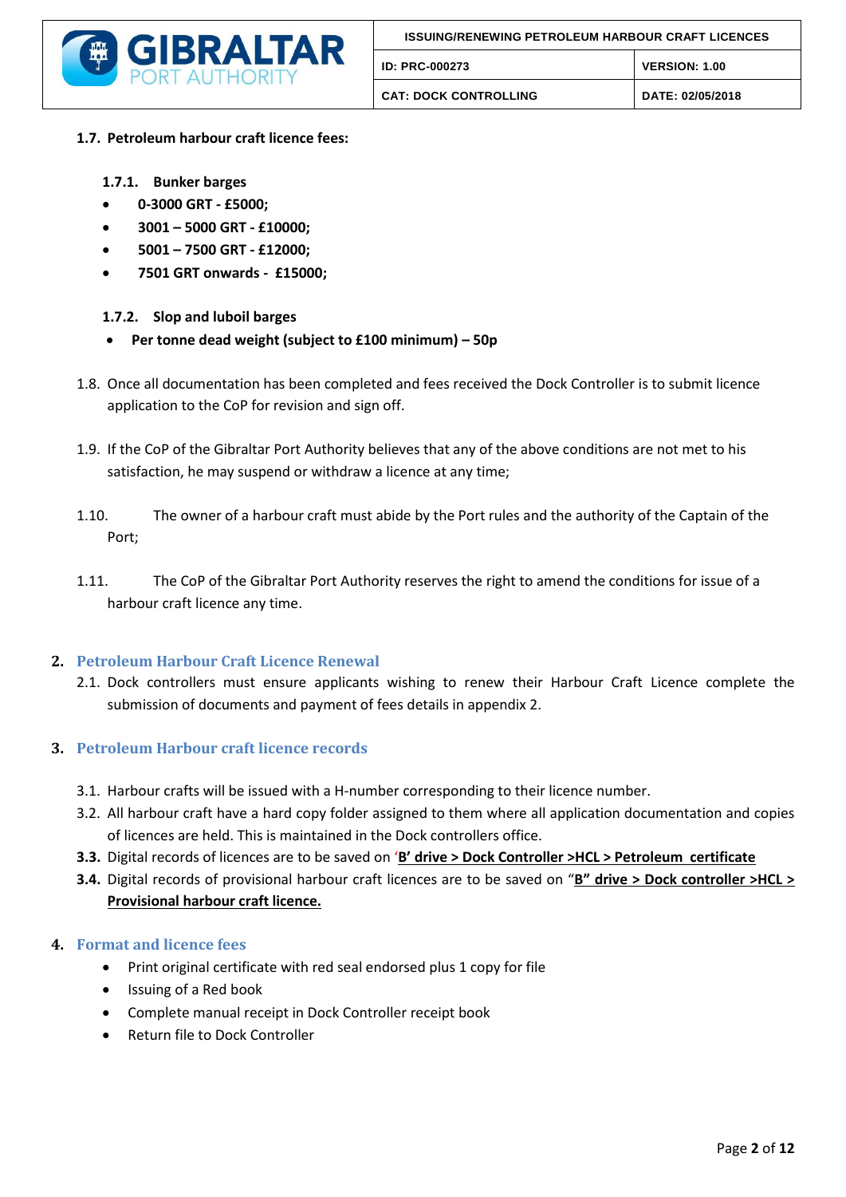**1.7. Petroleum harbour craft licence fees:**

**1.7.1. Bunker barges**

- **0-3000 GRT - £5000;**
- **3001 – 5000 GRT - £10000;**
- **5001 – 7500 GRT - £12000;**
- **7501 GRT onwards - £15000;**

**1.7.2. Slop and luboil barges**

- **Per tonne dead weight (subject to £100 minimum) – 50p**

1.8. Once all documentation has been completed and fees received the Dock Controller is to submit licence application to the CoP for revision and sign off.

1.9. If the CoP of the Gibraltar Port Authority believes that any of the above conditions are not met to his satisfaction, he may suspend or withdraw a licence at any time;

1.10. The owner of a harbour craft must abide by the Port rules and the authority of the Captain of the Port;

1.11. The CoP of the Gibraltar Port Authority reserves the right to amend the conditions for issue of a harbour craft licence any time.

## 2. Petroleum Harbour Craft Licence Renewal

2.1. Dock controllers must ensure applicants wishing to renew their Harbour Craft Licence complete the submission of documents and payment of fees details in appendix 2.

## 3. Petroleum Harbour craft licence records

3.1. Harbour crafts will be issued with a H-number corresponding to their licence number.

3.2. All harbour craft have a hard copy folder assigned to them where all application documentation and copies of licences are held. This is maintained in the Dock controllers office.

**3.3.** Digital records of licences are to be saved on '**B' drive > Dock Controller >HCL > Petroleum certificate**

**3.4.** Digital records of provisional harbour craft licences are to be saved on "**B" drive > Dock controller >HCL > Provisional harbour craft licence.**

## 4. Format and licence fees

- Print original certificate with red seal endorsed plus 1 copy for file
- Issuing of a Red book
- Complete manual receipt in Dock Controller receipt book
- Return file to Dock Controller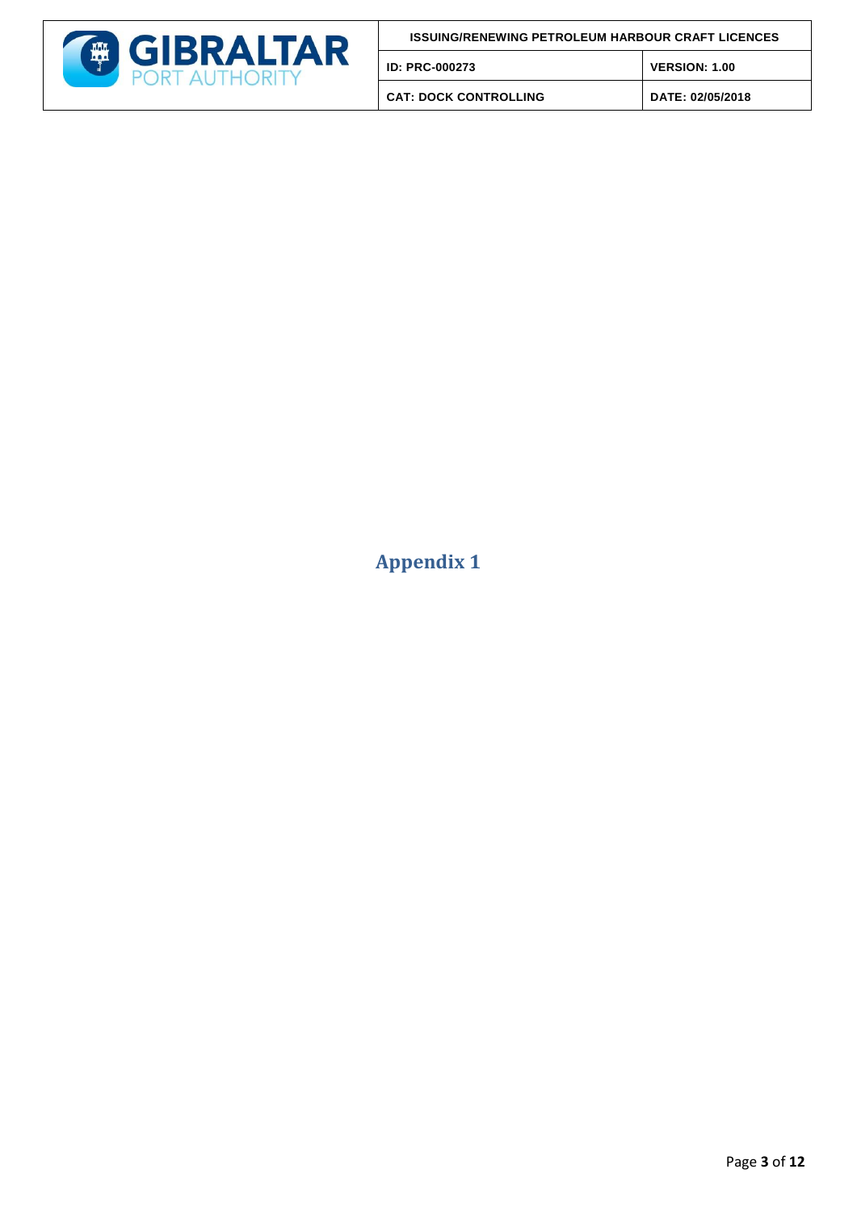# Appendix 1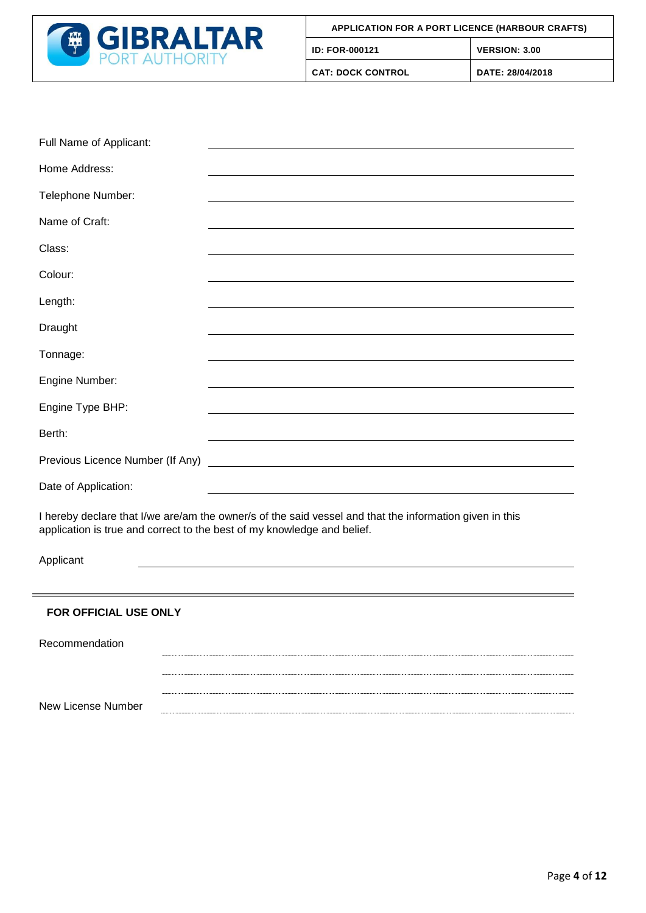| APPLICATION FOR A PORT LICENCE (HARBOUR CRAFTS) | |
|---|---|
| ID: FOR-000121 | VERSION: 3.00 |
| CAT: DOCK CONTROL | DATE: 28/04/2018 |

Full Name of Applicant: ______________________________

Home Address: ______________________________

Telephone Number: ______________________________

Name of Craft: ______________________________

Class: ______________________________

Colour: ______________________________

Length: ______________________________

Draught ______________________________

Tonnage: ______________________________

Engine Number: ______________________________

Engine Type BHP: ______________________________

Berth: ______________________________

Previous Licence Number (If Any) ______________________________

Date of Application: ______________________________

I hereby declare that I/we are/am the owner/s of the said vessel and that the information given in this application is true and correct to the best of my knowledge and belief.

Applicant ______________________________

---

**FOR OFFICIAL USE ONLY**

Recommendation ......................................................

......................................................

......................................................

New License Number ......................................................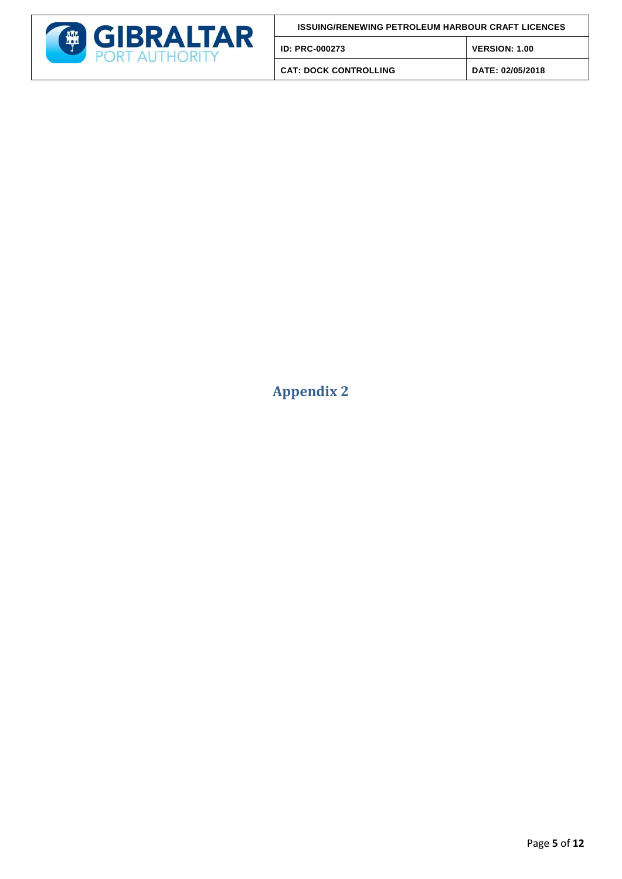# Appendix 2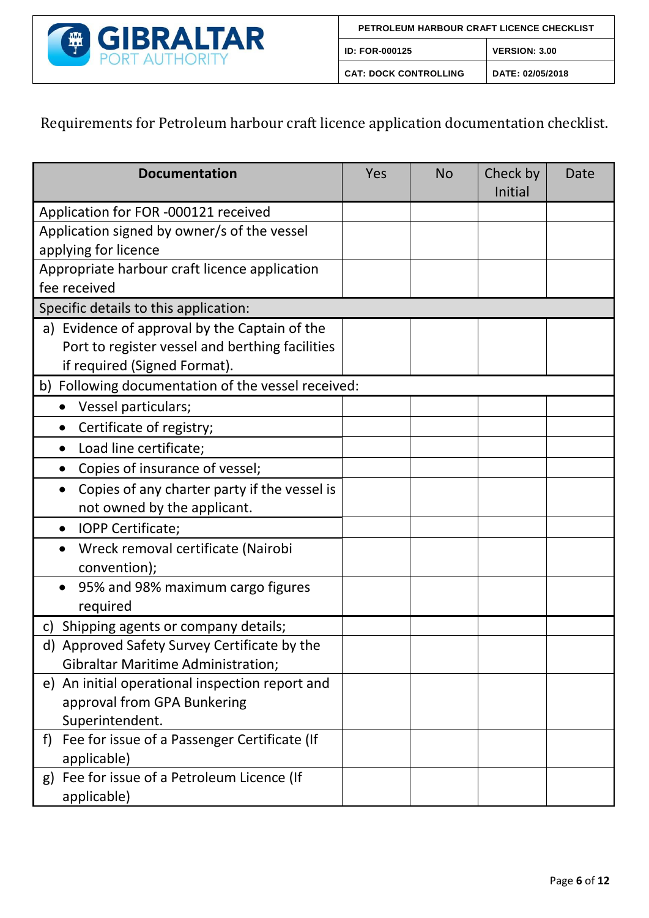| PETROLEUM HARBOUR CRAFT LICENCE CHECKLIST | |
|---|---|
| ID: FOR-000125 | VERSION: 3.00 |
| CAT: DOCK CONTROLLING | DATE: 02/05/2018 |

Requirements for Petroleum harbour craft licence application documentation checklist.

| Documentation | Yes | No | Check by Initial | Date |
|---|---|---|---|---|
| Application for FOR -000121 received | | | | |
| Application signed by owner/s of the vessel applying for licence | | | | |
| Appropriate harbour craft licence application fee received | | | | |
| Specific details to this application: | | | | |
| a) Evidence of approval by the Captain of the Port to register vessel and berthing facilities if required (Signed Format). | | | | |
| b) Following documentation of the vessel received: | | | | |
| • Vessel particulars; | | | | |
| • Certificate of registry; | | | | |
| • Load line certificate; | | | | |
| • Copies of insurance of vessel; | | | | |
| • Copies of any charter party if the vessel is not owned by the applicant. | | | | |
| • IOPP Certificate; | | | | |
| • Wreck removal certificate (Nairobi convention); | | | | |
| • 95% and 98% maximum cargo figures required | | | | |
| c) Shipping agents or company details; | | | | |
| d) Approved Safety Survey Certificate by the Gibraltar Maritime Administration; | | | | |
| e) An initial operational inspection report and approval from GPA Bunkering Superintendent. | | | | |
| f) Fee for issue of a Passenger Certificate (If applicable) | | | | |
| g) Fee for issue of a Petroleum Licence (If applicable) | | | | |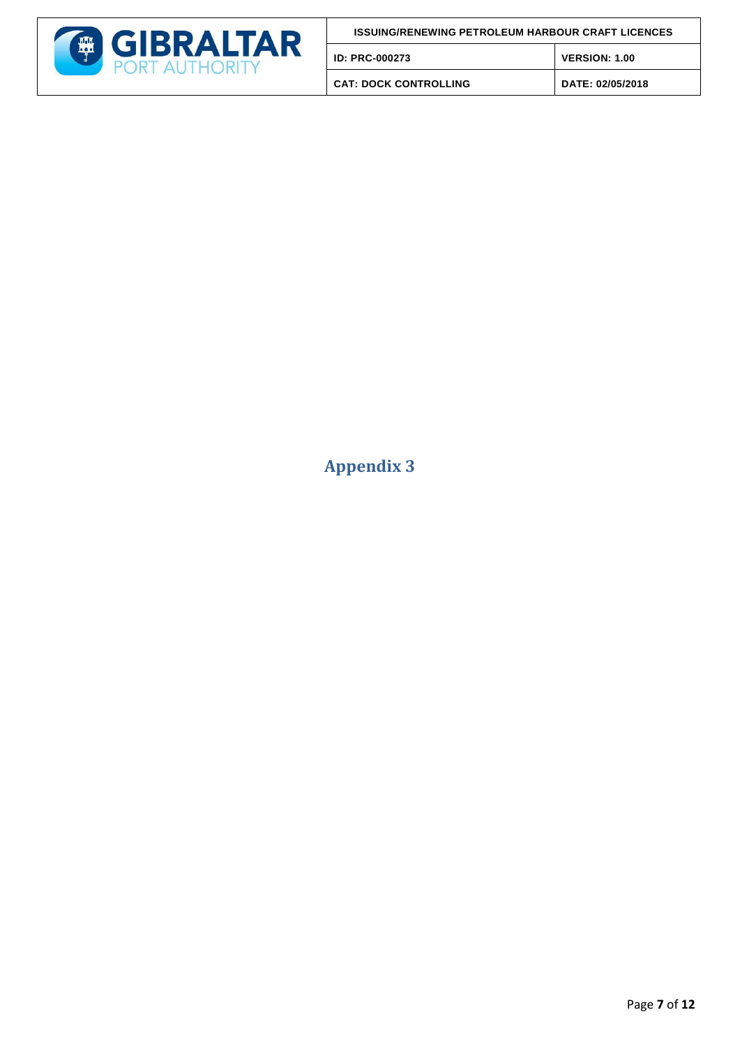# Appendix 3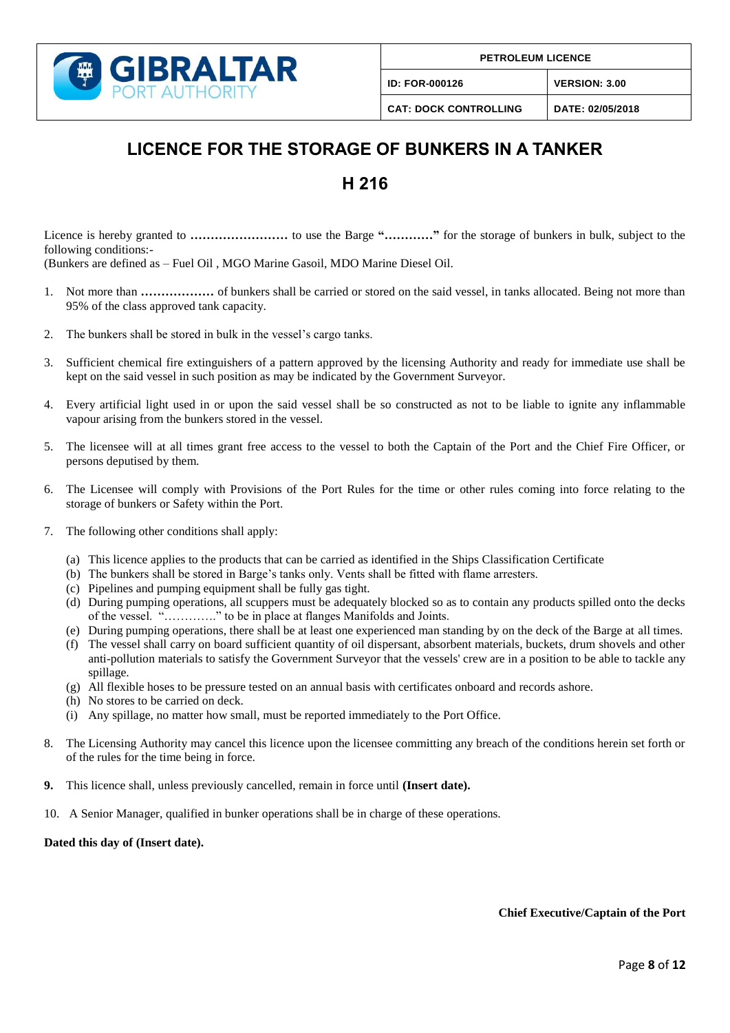| GIBRALTAR PORT AUTHORITY | PETROLEUM LICENCE | |
|---|---|---|
| | ID: FOR-000126 | VERSION: 3.00 |
| | CAT: DOCK CONTROLLING | DATE: 02/05/2018 |

# LICENCE FOR THE STORAGE OF BUNKERS IN A TANKER

## H 216

Licence is hereby granted to **……………………** to use the Barge **"…………"** for the storage of bunkers in bulk, subject to the following conditions:-

(Bunkers are defined as – Fuel Oil , MGO Marine Gasoil, MDO Marine Diesel Oil.

1. Not more than **………………** of bunkers shall be carried or stored on the said vessel, in tanks allocated. Being not more than 95% of the class approved tank capacity.

2. The bunkers shall be stored in bulk in the vessel's cargo tanks.

3. Sufficient chemical fire extinguishers of a pattern approved by the licensing Authority and ready for immediate use shall be kept on the said vessel in such position as may be indicated by the Government Surveyor.

4. Every artificial light used in or upon the said vessel shall be so constructed as not to be liable to ignite any inflammable vapour arising from the bunkers stored in the vessel.

5. The licensee will at all times grant free access to the vessel to both the Captain of the Port and the Chief Fire Officer, or persons deputised by them.

6. The Licensee will comply with Provisions of the Port Rules for the time or other rules coming into force relating to the storage of bunkers or Safety within the Port.

7. The following other conditions shall apply:

   (a) This licence applies to the products that can be carried as identified in the Ships Classification Certificate
   (b) The bunkers shall be stored in Barge's tanks only. Vents shall be fitted with flame arresters.
   (c) Pipelines and pumping equipment shall be fully gas tight.
   (d) During pumping operations, all scuppers must be adequately blocked so as to contain any products spilled onto the decks of the vessel. "…………." to be in place at flanges Manifolds and Joints.
   (e) During pumping operations, there shall be at least one experienced man standing by on the deck of the Barge at all times.
   (f) The vessel shall carry on board sufficient quantity of oil dispersant, absorbent materials, buckets, drum shovels and other anti-pollution materials to satisfy the Government Surveyor that the vessels' crew are in a position to be able to tackle any spillage.
   (g) All flexible hoses to be pressure tested on an annual basis with certificates onboard and records ashore.
   (h) No stores to be carried on deck.
   (i) Any spillage, no matter how small, must be reported immediately to the Port Office.

8. The Licensing Authority may cancel this licence upon the licensee committing any breach of the conditions herein set forth or of the rules for the time being in force.

**9.** This licence shall, unless previously cancelled, remain in force until **(Insert date).**

10. A Senior Manager, qualified in bunker operations shall be in charge of these operations.

**Dated this day of (Insert date).**

**Chief Executive/Captain of the Port**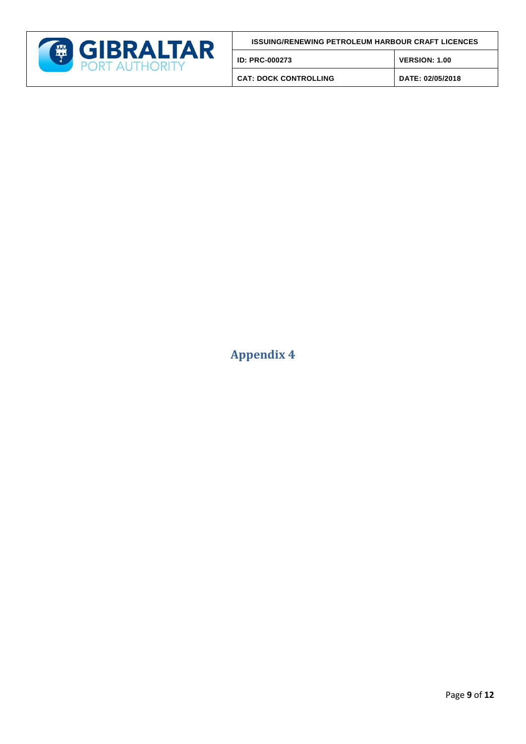# Appendix 4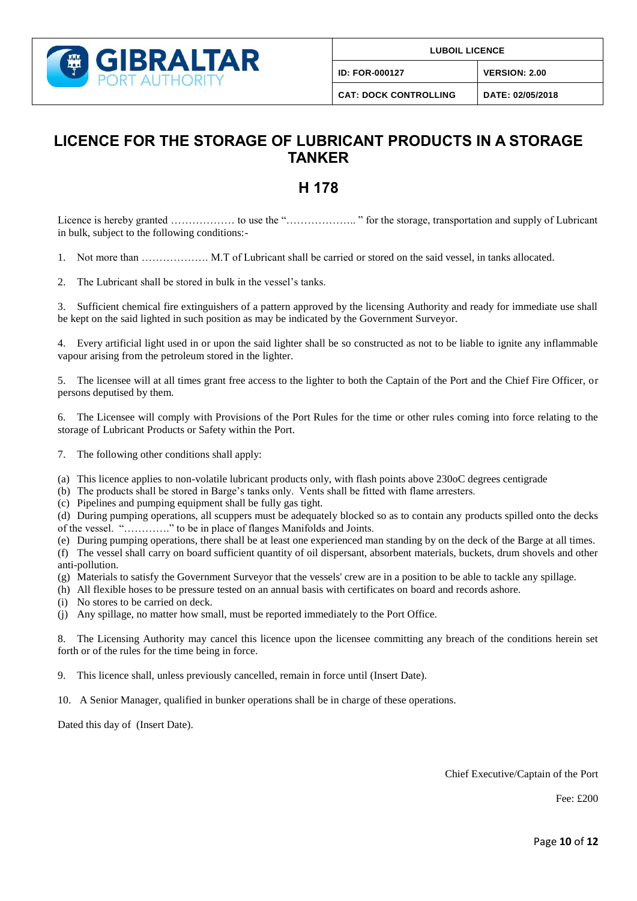| | LUBOIL LICENCE | |
|---|---|---|
| GIBRALTAR PORT AUTHORITY | ID: FOR-000127 | VERSION: 2.00 |
| | CAT: DOCK CONTROLLING | DATE: 02/05/2018 |

# LICENCE FOR THE STORAGE OF LUBRICANT PRODUCTS IN A STORAGE TANKER

## H 178

Licence is hereby granted ……………… to use the "……………….. " for the storage, transportation and supply of Lubricant in bulk, subject to the following conditions:-

1. Not more than ………………. M.T of Lubricant shall be carried or stored on the said vessel, in tanks allocated.

2. The Lubricant shall be stored in bulk in the vessel's tanks.

3. Sufficient chemical fire extinguishers of a pattern approved by the licensing Authority and ready for immediate use shall be kept on the said lighted in such position as may be indicated by the Government Surveyor.

4. Every artificial light used in or upon the said lighter shall be so constructed as not to be liable to ignite any inflammable vapour arising from the petroleum stored in the lighter.

5. The licensee will at all times grant free access to the lighter to both the Captain of the Port and the Chief Fire Officer, or persons deputised by them.

6. The Licensee will comply with Provisions of the Port Rules for the time or other rules coming into force relating to the storage of Lubricant Products or Safety within the Port.

7. The following other conditions shall apply:

(a) This licence applies to non-volatile lubricant products only, with flash points above 230oC degrees centigrade
(b) The products shall be stored in Barge's tanks only. Vents shall be fitted with flame arresters.
(c) Pipelines and pumping equipment shall be fully gas tight.
(d) During pumping operations, all scuppers must be adequately blocked so as to contain any products spilled onto the decks of the vessel. "…………." to be in place of flanges Manifolds and Joints.
(e) During pumping operations, there shall be at least one experienced man standing by on the deck of the Barge at all times.
(f) The vessel shall carry on board sufficient quantity of oil dispersant, absorbent materials, buckets, drum shovels and other anti-pollution.
(g) Materials to satisfy the Government Surveyor that the vessels' crew are in a position to be able to tackle any spillage.
(h) All flexible hoses to be pressure tested on an annual basis with certificates on board and records ashore.
(i) No stores to be carried on deck.
(j) Any spillage, no matter how small, must be reported immediately to the Port Office.

8. The Licensing Authority may cancel this licence upon the licensee committing any breach of the conditions herein set forth or of the rules for the time being in force.

9. This licence shall, unless previously cancelled, remain in force until (Insert Date).

10. A Senior Manager, qualified in bunker operations shall be in charge of these operations.

Dated this day of (Insert Date).

Chief Executive/Captain of the Port

Fee: £200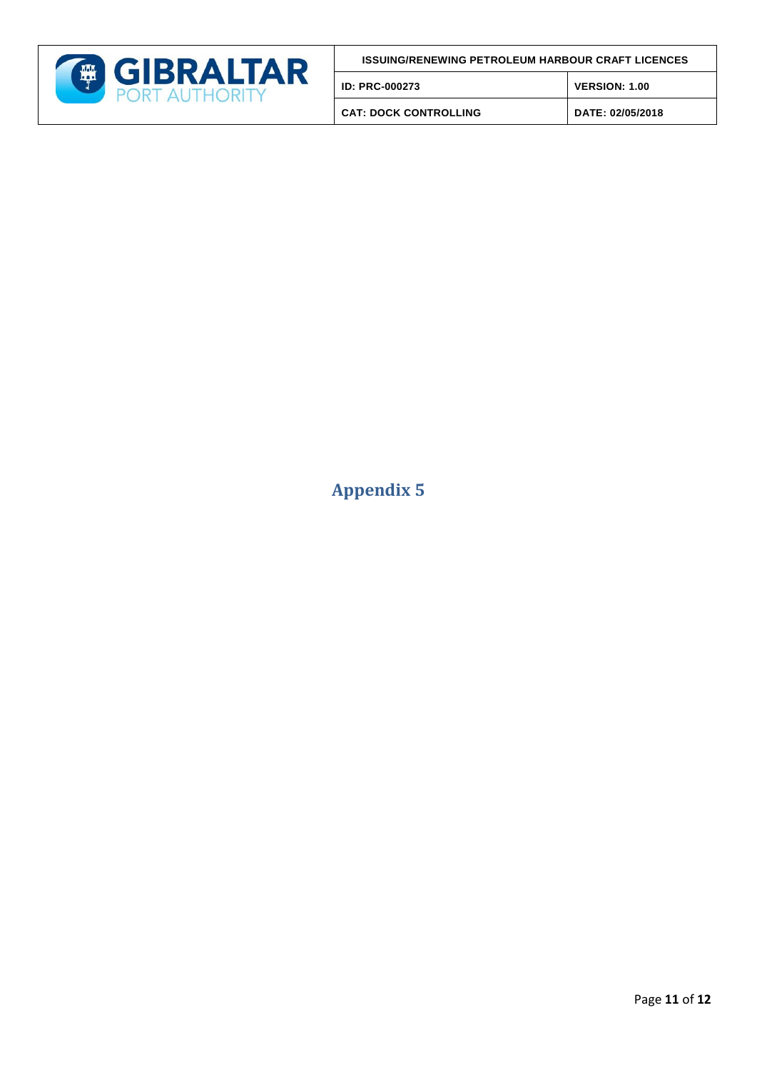# Appendix 5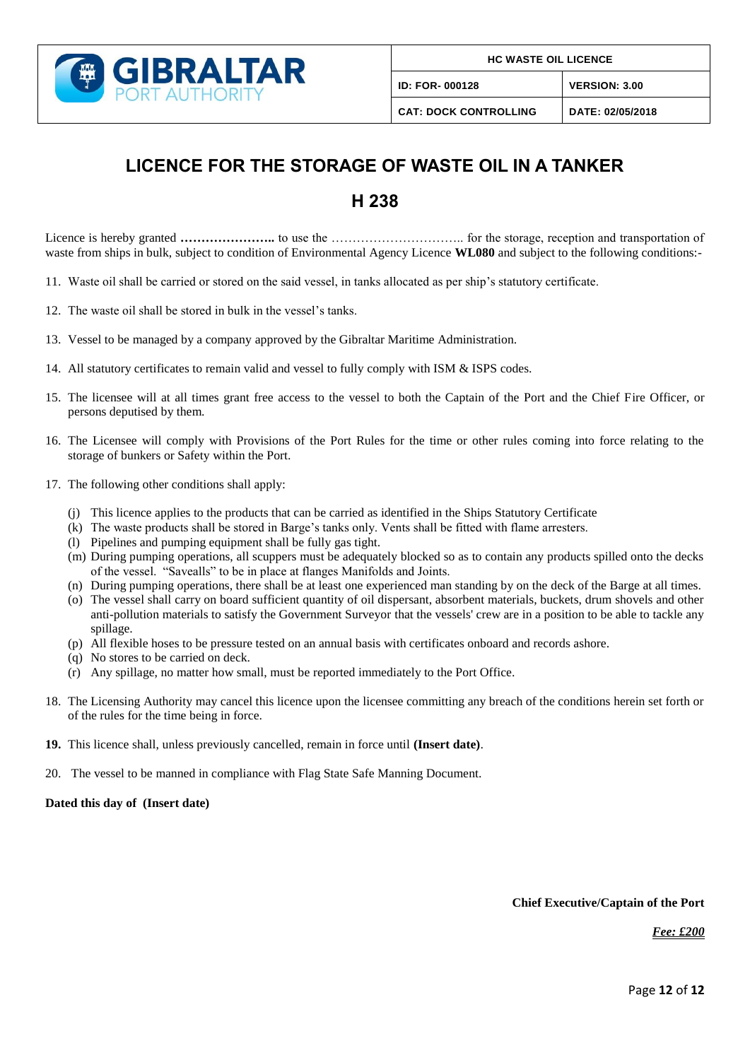| GIBRALTAR PORT AUTHORITY | HC WASTE OIL LICENCE | |
|---|---|---|
| | ID: FOR- 000128 | VERSION: 3.00 |
| | CAT: DOCK CONTROLLING | DATE: 02/05/2018 |

# LICENCE FOR THE STORAGE OF WASTE OIL IN A TANKER

## H 238

Licence is hereby granted **…………………..** to use the ………………………….. for the storage, reception and transportation of waste from ships in bulk, subject to condition of Environmental Agency Licence **WL080** and subject to the following conditions:-

11. Waste oil shall be carried or stored on the said vessel, in tanks allocated as per ship's statutory certificate.

12. The waste oil shall be stored in bulk in the vessel's tanks.

13. Vessel to be managed by a company approved by the Gibraltar Maritime Administration.

14. All statutory certificates to remain valid and vessel to fully comply with ISM & ISPS codes.

15. The licensee will at all times grant free access to the vessel to both the Captain of the Port and the Chief Fire Officer, or persons deputised by them.

16. The Licensee will comply with Provisions of the Port Rules for the time or other rules coming into force relating to the storage of bunkers or Safety within the Port.

17. The following other conditions shall apply:

    (j) This licence applies to the products that can be carried as identified in the Ships Statutory Certificate
    (k) The waste products shall be stored in Barge's tanks only. Vents shall be fitted with flame arresters.
    (l) Pipelines and pumping equipment shall be fully gas tight.
    (m) During pumping operations, all scuppers must be adequately blocked so as to contain any products spilled onto the decks of the vessel. "Savealls" to be in place at flanges Manifolds and Joints.
    (n) During pumping operations, there shall be at least one experienced man standing by on the deck of the Barge at all times.
    (o) The vessel shall carry on board sufficient quantity of oil dispersant, absorbent materials, buckets, drum shovels and other anti-pollution materials to satisfy the Government Surveyor that the vessels' crew are in a position to be able to tackle any spillage.
    (p) All flexible hoses to be pressure tested on an annual basis with certificates onboard and records ashore.
    (q) No stores to be carried on deck.
    (r) Any spillage, no matter how small, must be reported immediately to the Port Office.

18. The Licensing Authority may cancel this licence upon the licensee committing any breach of the conditions herein set forth or of the rules for the time being in force.

**19.** This licence shall, unless previously cancelled, remain in force until **(Insert date)**.

20. The vessel to be manned in compliance with Flag State Safe Manning Document.

**Dated this day of (Insert date)**

**Chief Executive/Captain of the Port**

***Fee: £200***